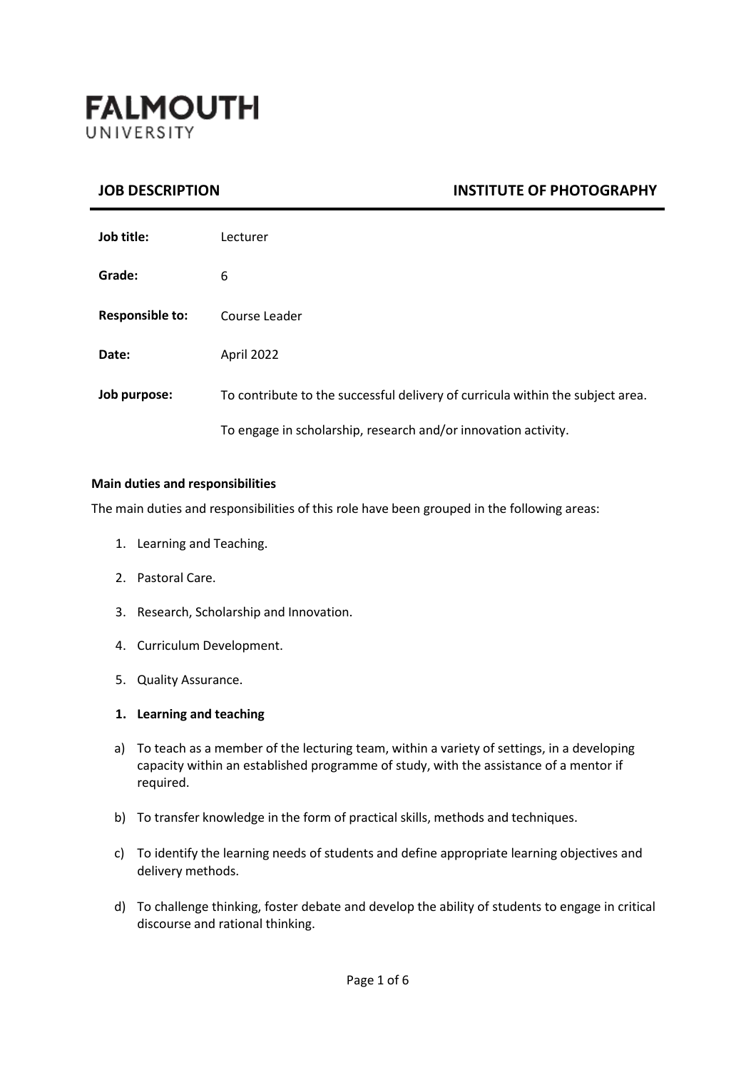**FALMOUTH**
UNIVERSITY

## JOB DESCRIPTION — INSTITUTE OF PHOTOGRAPHY

| | |
|---|---|
| **Job title:** | Lecturer |
| **Grade:** | 6 |
| **Responsible to:** | Course Leader |
| **Date:** | April 2022 |
| **Job purpose:** | To contribute to the successful delivery of curricula within the subject area.<br><br>To engage in scholarship, research and/or innovation activity. |

**Main duties and responsibilities**

The main duties and responsibilities of this role have been grouped in the following areas:

1. Learning and Teaching.
2. Pastoral Care.
3. Research, Scholarship and Innovation.
4. Curriculum Development.
5. Quality Assurance.

**1. Learning and teaching**

a) To teach as a member of the lecturing team, within a variety of settings, in a developing capacity within an established programme of study, with the assistance of a mentor if required.

b) To transfer knowledge in the form of practical skills, methods and techniques.

c) To identify the learning needs of students and define appropriate learning objectives and delivery methods.

d) To challenge thinking, foster debate and develop the ability of students to engage in critical discourse and rational thinking.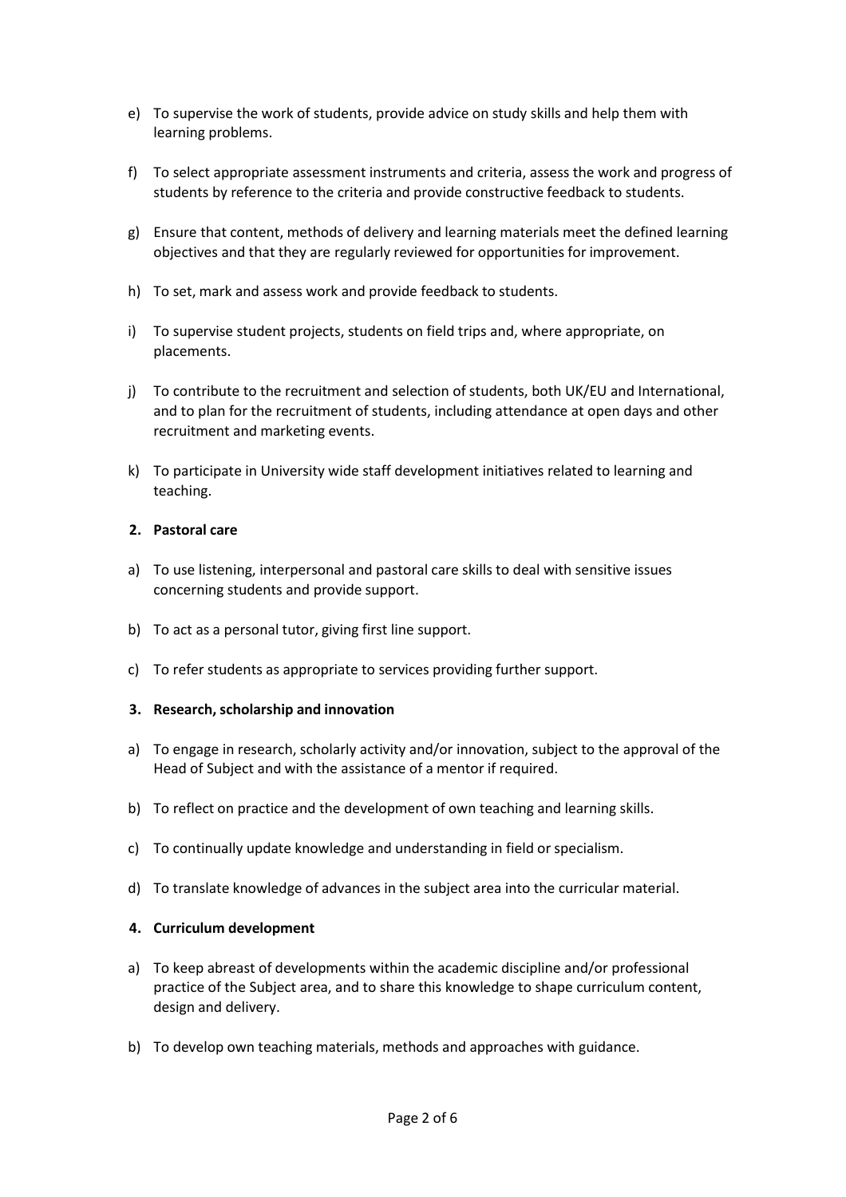e) To supervise the work of students, provide advice on study skills and help them with learning problems.

f) To select appropriate assessment instruments and criteria, assess the work and progress of students by reference to the criteria and provide constructive feedback to students.

g) Ensure that content, methods of delivery and learning materials meet the defined learning objectives and that they are regularly reviewed for opportunities for improvement.

h) To set, mark and assess work and provide feedback to students.

i) To supervise student projects, students on field trips and, where appropriate, on placements.

j) To contribute to the recruitment and selection of students, both UK/EU and International, and to plan for the recruitment of students, including attendance at open days and other recruitment and marketing events.

k) To participate in University wide staff development initiatives related to learning and teaching.

**2. Pastoral care**

a) To use listening, interpersonal and pastoral care skills to deal with sensitive issues concerning students and provide support.

b) To act as a personal tutor, giving first line support.

c) To refer students as appropriate to services providing further support.

**3. Research, scholarship and innovation**

a) To engage in research, scholarly activity and/or innovation, subject to the approval of the Head of Subject and with the assistance of a mentor if required.

b) To reflect on practice and the development of own teaching and learning skills.

c) To continually update knowledge and understanding in field or specialism.

d) To translate knowledge of advances in the subject area into the curricular material.

**4. Curriculum development**

a) To keep abreast of developments within the academic discipline and/or professional practice of the Subject area, and to share this knowledge to shape curriculum content, design and delivery.

b) To develop own teaching materials, methods and approaches with guidance.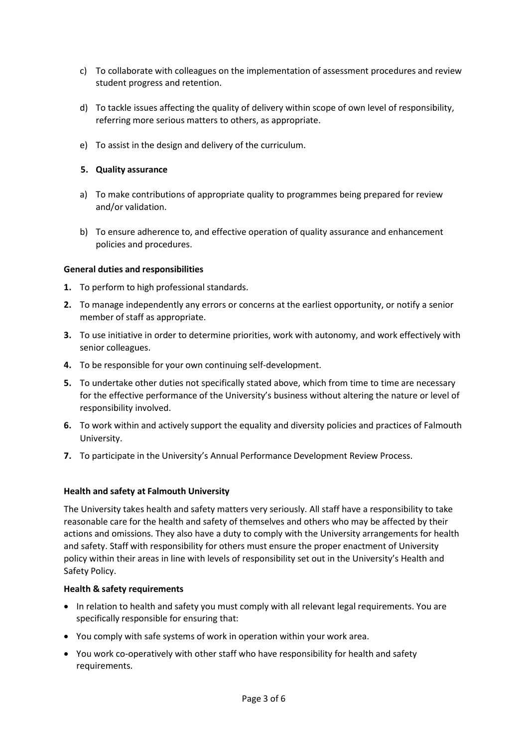c) To collaborate with colleagues on the implementation of assessment procedures and review student progress and retention.

d) To tackle issues affecting the quality of delivery within scope of own level of responsibility, referring more serious matters to others, as appropriate.

e) To assist in the design and delivery of the curriculum.

**5. Quality assurance**

a) To make contributions of appropriate quality to programmes being prepared for review and/or validation.

b) To ensure adherence to, and effective operation of quality assurance and enhancement policies and procedures.

**General duties and responsibilities**

1. To perform to high professional standards.
2. To manage independently any errors or concerns at the earliest opportunity, or notify a senior member of staff as appropriate.
3. To use initiative in order to determine priorities, work with autonomy, and work effectively with senior colleagues.
4. To be responsible for your own continuing self-development.
5. To undertake other duties not specifically stated above, which from time to time are necessary for the effective performance of the University's business without altering the nature or level of responsibility involved.
6. To work within and actively support the equality and diversity policies and practices of Falmouth University.
7. To participate in the University's Annual Performance Development Review Process.

**Health and safety at Falmouth University**

The University takes health and safety matters very seriously. All staff have a responsibility to take reasonable care for the health and safety of themselves and others who may be affected by their actions and omissions. They also have a duty to comply with the University arrangements for health and safety. Staff with responsibility for others must ensure the proper enactment of University policy within their areas in line with levels of responsibility set out in the University's Health and Safety Policy.

**Health & safety requirements**

- In relation to health and safety you must comply with all relevant legal requirements. You are specifically responsible for ensuring that:
- You comply with safe systems of work in operation within your work area.
- You work co-operatively with other staff who have responsibility for health and safety requirements.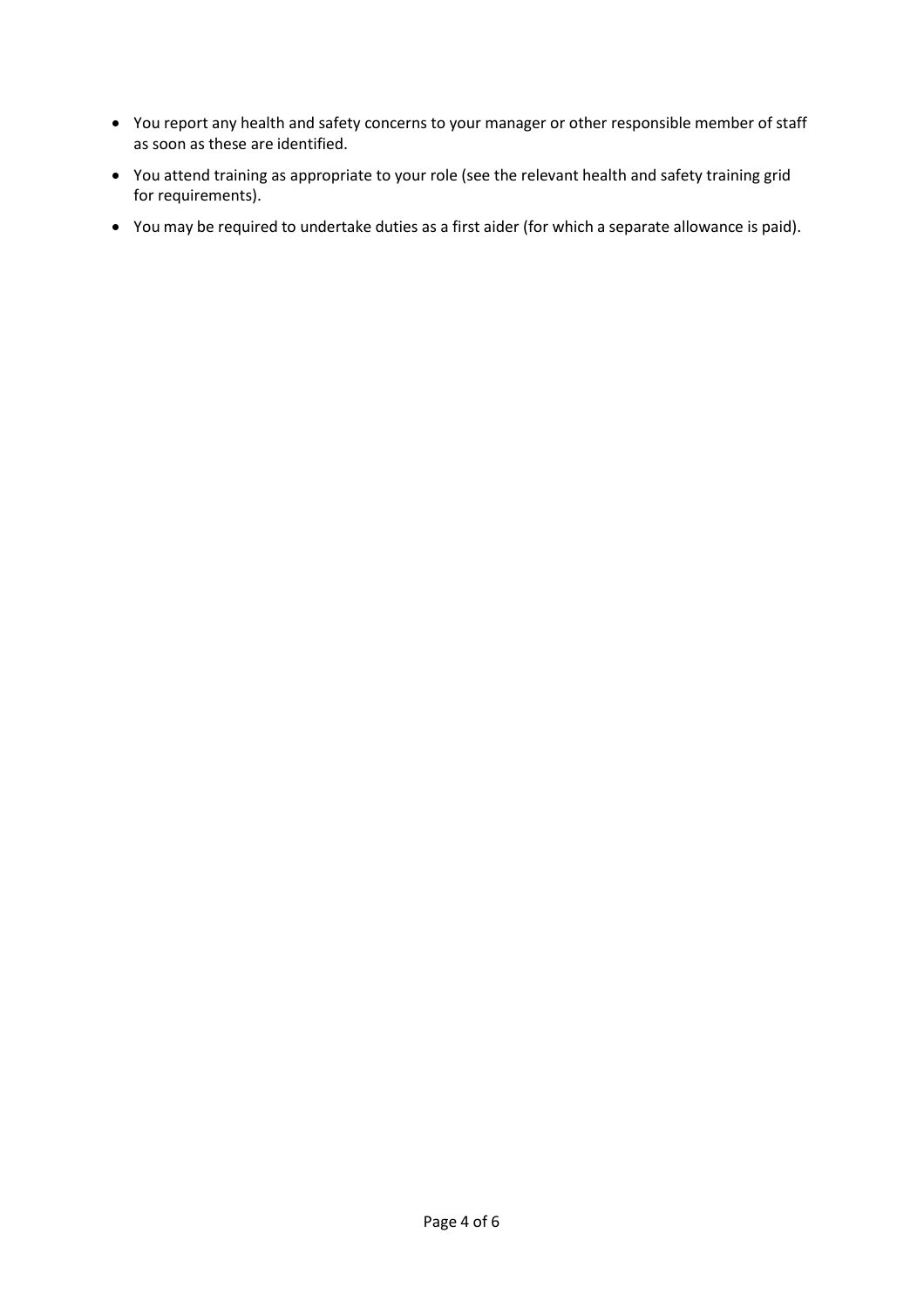- You report any health and safety concerns to your manager or other responsible member of staff as soon as these are identified.
- You attend training as appropriate to your role (see the relevant health and safety training grid for requirements).
- You may be required to undertake duties as a first aider (for which a separate allowance is paid).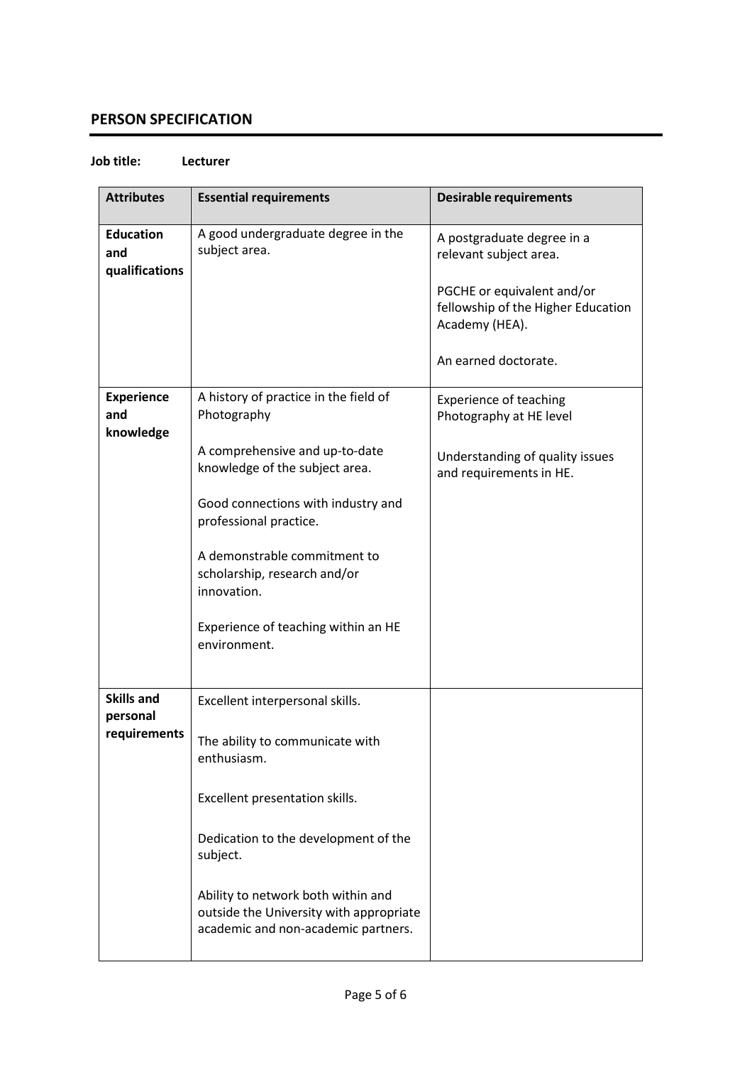## PERSON SPECIFICATION

**Job title: Lecturer**

| Attributes | Essential requirements | Desirable requirements |
|---|---|---|
| **Education and qualifications** | A good undergraduate degree in the subject area. | A postgraduate degree in a relevant subject area.<br><br>PGCHE or equivalent and/or fellowship of the Higher Education Academy (HEA).<br><br>An earned doctorate. |
| **Experience and knowledge** | A history of practice in the field of Photography<br><br>A comprehensive and up-to-date knowledge of the subject area.<br><br>Good connections with industry and professional practice.<br><br>A demonstrable commitment to scholarship, research and/or innovation.<br><br>Experience of teaching within an HE environment. | Experience of teaching Photography at HE level<br><br>Understanding of quality issues and requirements in HE. |
| **Skills and personal requirements** | Excellent interpersonal skills.<br><br>The ability to communicate with enthusiasm.<br><br>Excellent presentation skills.<br><br>Dedication to the development of the subject.<br><br>Ability to network both within and outside the University with appropriate academic and non-academic partners. | |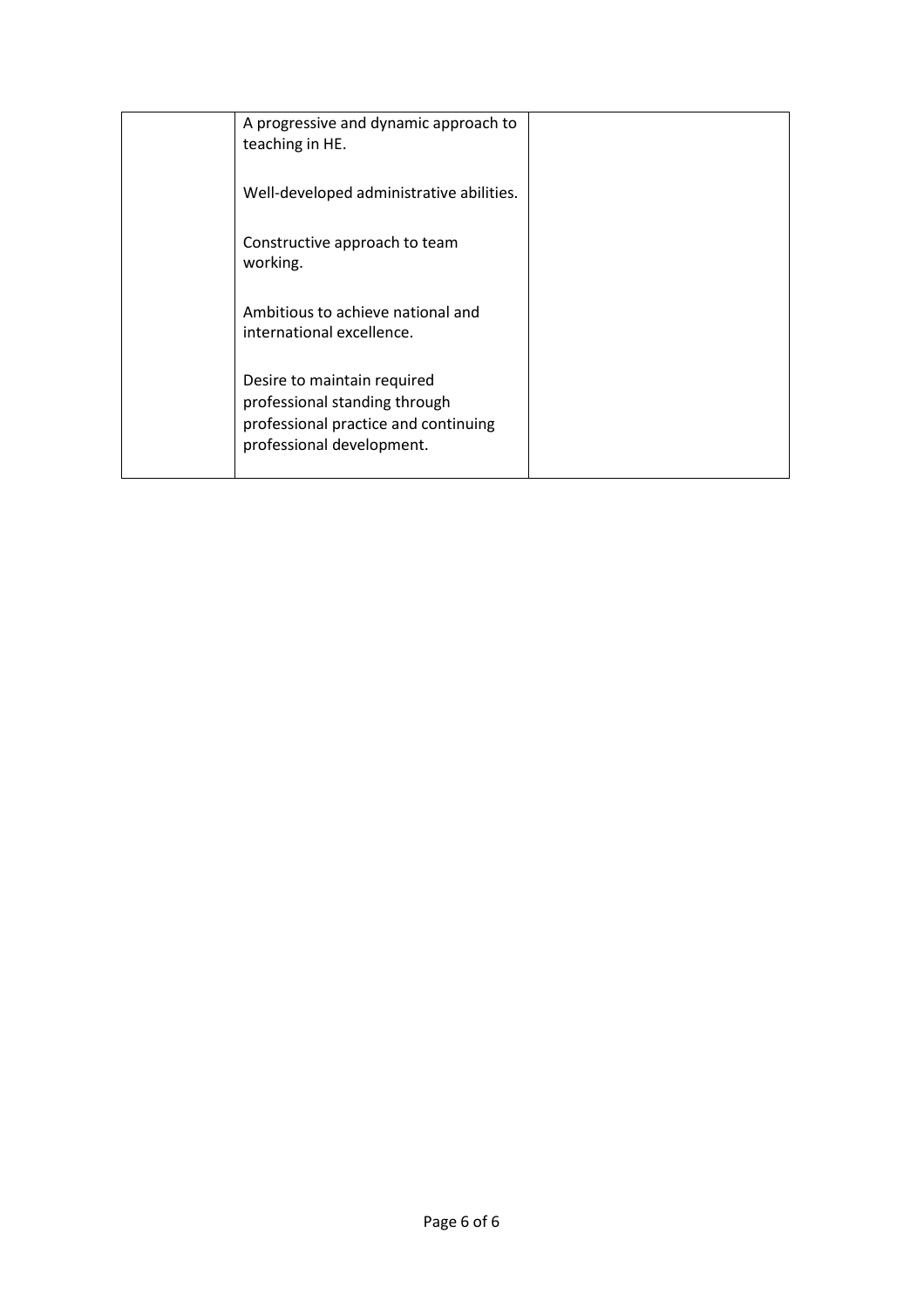| | | |
|---|---|---|
| | A progressive and dynamic approach to teaching in HE.<br><br>Well-developed administrative abilities.<br><br>Constructive approach to team working.<br><br>Ambitious to achieve national and international excellence.<br><br>Desire to maintain required professional standing through professional practice and continuing professional development. | |